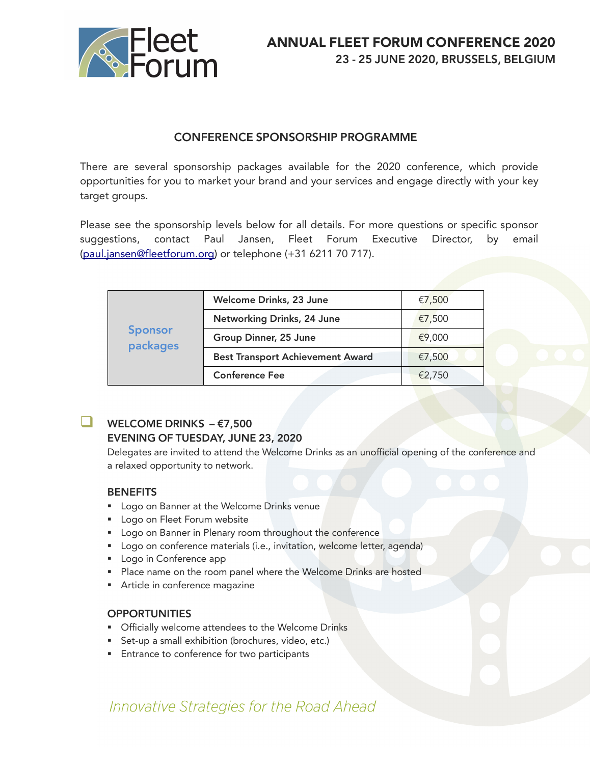# ANNUAL FLEET FORUM CONFERENCE 2020

## 23 - 25 JUNE 2020, BRUSSELS, BELGIUM

### CONFERENCE SPONSORSHIP PROGRAMME

There are several sponsorship packages available for the 2020 conference, which provide opportunities for you to market your brand and your services and engage directly with your key target groups.

Please see the sponsorship levels below for all details. For more questions or specific sponsor suggestions, contact Paul Jansen, Fleet Forum Executive Director, by email (paul.jansen@fleetforum.org) or telephone (+31 6211 70 717).

| Sponsor packages | | |
|---|---|---|
| | Welcome Drinks, 23 June | €7,500 |
| | Networking Drinks, 24 June | €7,500 |
| | Group Dinner, 25 June | €9,000 |
| | Best Transport Achievement Award | €7,500 |
| | Conference Fee | €2,750 |

### WELCOME DRINKS – €7,500
### EVENING OF TUESDAY, JUNE 23, 2020

Delegates are invited to attend the Welcome Drinks as an unofficial opening of the conference and a relaxed opportunity to network.

#### BENEFITS

- Logo on Banner at the Welcome Drinks venue
- Logo on Fleet Forum website
- Logo on Banner in Plenary room throughout the conference
- Logo on conference materials (i.e., invitation, welcome letter, agenda)
- Logo in Conference app
- Place name on the room panel where the Welcome Drinks are hosted
- Article in conference magazine

#### OPPORTUNITIES

- Officially welcome attendees to the Welcome Drinks
- Set-up a small exhibition (brochures, video, etc.)
- Entrance to conference for two participants

*Innovative Strategies for the Road Ahead*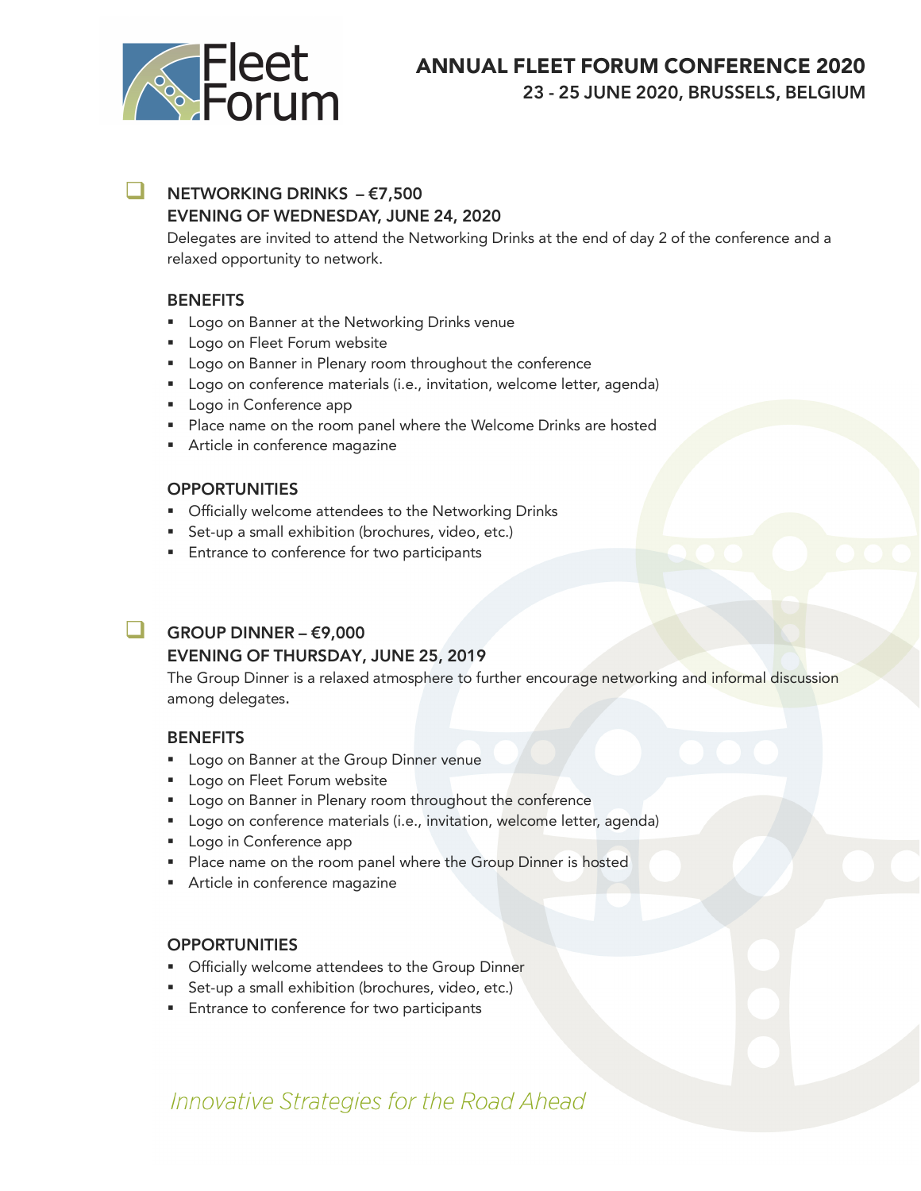## ☐ NETWORKING DRINKS – €7,500

### EVENING OF WEDNESDAY, JUNE 24, 2020

Delegates are invited to attend the Networking Drinks at the end of day 2 of the conference and a relaxed opportunity to network.

#### BENEFITS

- Logo on Banner at the Networking Drinks venue
- Logo on Fleet Forum website
- Logo on Banner in Plenary room throughout the conference
- Logo on conference materials (i.e., invitation, welcome letter, agenda)
- Logo in Conference app
- Place name on the room panel where the Welcome Drinks are hosted
- Article in conference magazine

#### OPPORTUNITIES

- Officially welcome attendees to the Networking Drinks
- Set-up a small exhibition (brochures, video, etc.)
- Entrance to conference for two participants

## ☐ GROUP DINNER – €9,000

### EVENING OF THURSDAY, JUNE 25, 2019

The Group Dinner is a relaxed atmosphere to further encourage networking and informal discussion among delegates.

#### BENEFITS

- Logo on Banner at the Group Dinner venue
- Logo on Fleet Forum website
- Logo on Banner in Plenary room throughout the conference
- Logo on conference materials (i.e., invitation, welcome letter, agenda)
- Logo in Conference app
- Place name on the room panel where the Group Dinner is hosted
- Article in conference magazine

#### OPPORTUNITIES

- Officially welcome attendees to the Group Dinner
- Set-up a small exhibition (brochures, video, etc.)
- Entrance to conference for two participants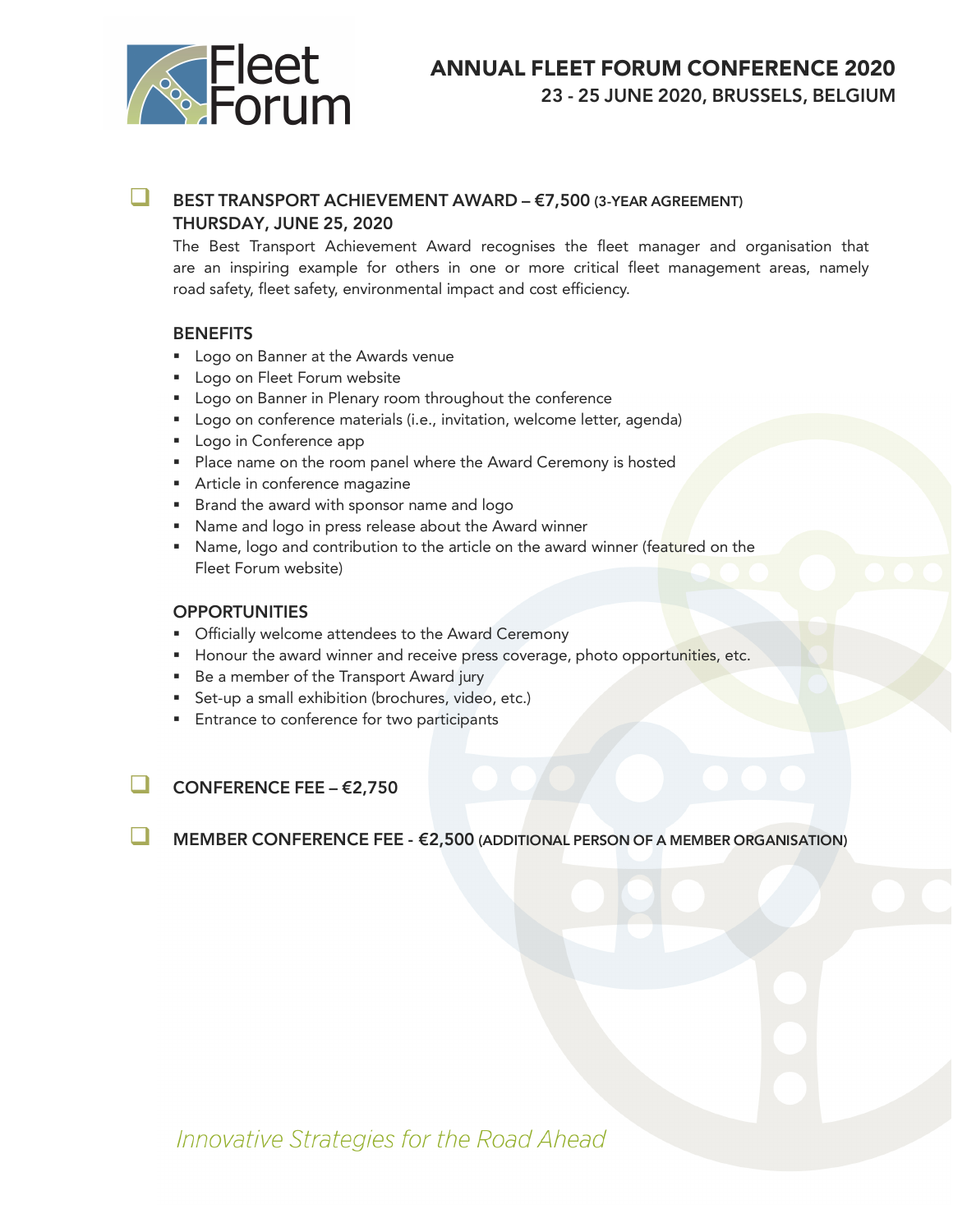# ANNUAL FLEET FORUM CONFERENCE 2020

## 23 - 25 JUNE 2020, BRUSSELS, BELGIUM

### ❑ BEST TRANSPORT ACHIEVEMENT AWARD – €7,500 (3-YEAR AGREEMENT)
### THURSDAY, JUNE 25, 2020

The Best Transport Achievement Award recognises the fleet manager and organisation that are an inspiring example for others in one or more critical fleet management areas, namely road safety, fleet safety, environmental impact and cost efficiency.

#### BENEFITS

- Logo on Banner at the Awards venue
- Logo on Fleet Forum website
- Logo on Banner in Plenary room throughout the conference
- Logo on conference materials (i.e., invitation, welcome letter, agenda)
- Logo in Conference app
- Place name on the room panel where the Award Ceremony is hosted
- Article in conference magazine
- Brand the award with sponsor name and logo
- Name and logo in press release about the Award winner
- Name, logo and contribution to the article on the award winner (featured on the Fleet Forum website)

#### OPPORTUNITIES

- Officially welcome attendees to the Award Ceremony
- Honour the award winner and receive press coverage, photo opportunities, etc.
- Be a member of the Transport Award jury
- Set-up a small exhibition (brochures, video, etc.)
- Entrance to conference for two participants

### ❑ CONFERENCE FEE – €2,750

### ❑ MEMBER CONFERENCE FEE - €2,500 (ADDITIONAL PERSON OF A MEMBER ORGANISATION)

*Innovative Strategies for the Road Ahead*